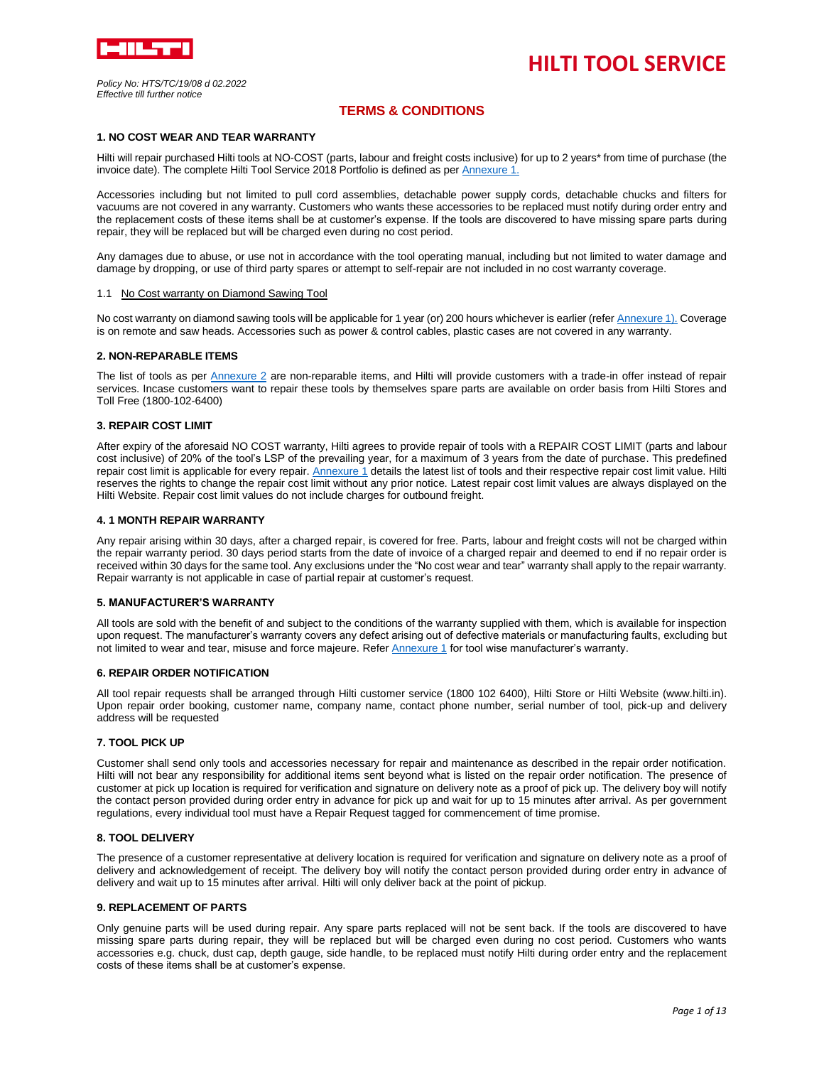# HILTI TOOL SERVICE

*Policy No: HTS/TC/19/08 d 02.2022*
*Effective till further notice*

## TERMS & CONDITIONS

### 1. NO COST WEAR AND TEAR WARRANTY

Hilti will repair purchased Hilti tools at NO-COST (parts, labour and freight costs inclusive) for up to 2 years* from time of purchase (the invoice date). The complete Hilti Tool Service 2018 Portfolio is defined as per Annexure 1.

Accessories including but not limited to pull cord assemblies, detachable power supply cords, detachable chucks and filters for vacuums are not covered in any warranty. Customers who wants these accessories to be replaced must notify during order entry and the replacement costs of these items shall be at customer's expense. If the tools are discovered to have missing spare parts during repair, they will be replaced but will be charged even during no cost period.

Any damages due to abuse, or use not in accordance with the tool operating manual, including but not limited to water damage and damage by dropping, or use of third party spares or attempt to self-repair are not included in no cost warranty coverage.

1.1 No Cost warranty on Diamond Sawing Tool

No cost warranty on diamond sawing tools will be applicable for 1 year (or) 200 hours whichever is earlier (refer Annexure 1). Coverage is on remote and saw heads. Accessories such as power & control cables, plastic cases are not covered in any warranty.

### 2. NON-REPARABLE ITEMS

The list of tools as per Annexure 2 are non-reparable items, and Hilti will provide customers with a trade-in offer instead of repair services. Incase customers want to repair these tools by themselves spare parts are available on order basis from Hilti Stores and Toll Free (1800-102-6400)

### 3. REPAIR COST LIMIT

After expiry of the aforesaid NO COST warranty, Hilti agrees to provide repair of tools with a REPAIR COST LIMIT (parts and labour cost inclusive) of 20% of the tool's LSP of the prevailing year, for a maximum of 3 years from the date of purchase. This predefined repair cost limit is applicable for every repair. Annexure 1 details the latest list of tools and their respective repair cost limit value. Hilti reserves the rights to change the repair cost limit without any prior notice. Latest repair cost limit values are always displayed on the Hilti Website. Repair cost limit values do not include charges for outbound freight.

### 4. 1 MONTH REPAIR WARRANTY

Any repair arising within 30 days, after a charged repair, is covered for free. Parts, labour and freight costs will not be charged within the repair warranty period. 30 days period starts from the date of invoice of a charged repair and deemed to end if no repair order is received within 30 days for the same tool. Any exclusions under the "No cost wear and tear" warranty shall apply to the repair warranty. Repair warranty is not applicable in case of partial repair at customer's request.

### 5. MANUFACTURER'S WARRANTY

All tools are sold with the benefit of and subject to the conditions of the warranty supplied with them, which is available for inspection upon request. The manufacturer's warranty covers any defect arising out of defective materials or manufacturing faults, excluding but not limited to wear and tear, misuse and force majeure. Refer Annexure 1 for tool wise manufacturer's warranty.

### 6. REPAIR ORDER NOTIFICATION

All tool repair requests shall be arranged through Hilti customer service (1800 102 6400), Hilti Store or Hilti Website (www.hilti.in). Upon repair order booking, customer name, company name, contact phone number, serial number of tool, pick-up and delivery address will be requested

### 7. TOOL PICK UP

Customer shall send only tools and accessories necessary for repair and maintenance as described in the repair order notification. Hilti will not bear any responsibility for additional items sent beyond what is listed on the repair order notification. The presence of customer at pick up location is required for verification and signature on delivery note as a proof of pick up. The delivery boy will notify the contact person provided during order entry in advance for pick up and wait for up to 15 minutes after arrival. As per government regulations, every individual tool must have a Repair Request tagged for commencement of time promise.

### 8. TOOL DELIVERY

The presence of a customer representative at delivery location is required for verification and signature on delivery note as a proof of delivery and acknowledgement of receipt. The delivery boy will notify the contact person provided during order entry in advance of delivery and wait up to 15 minutes after arrival. Hilti will only deliver back at the point of pickup.

### 9. REPLACEMENT OF PARTS

Only genuine parts will be used during repair. Any spare parts replaced will not be sent back. If the tools are discovered to have missing spare parts during repair, they will be replaced but will be charged even during no cost period. Customers who wants accessories e.g. chuck, dust cap, depth gauge, side handle, to be replaced must notify Hilti during order entry and the replacement costs of these items shall be at customer's expense.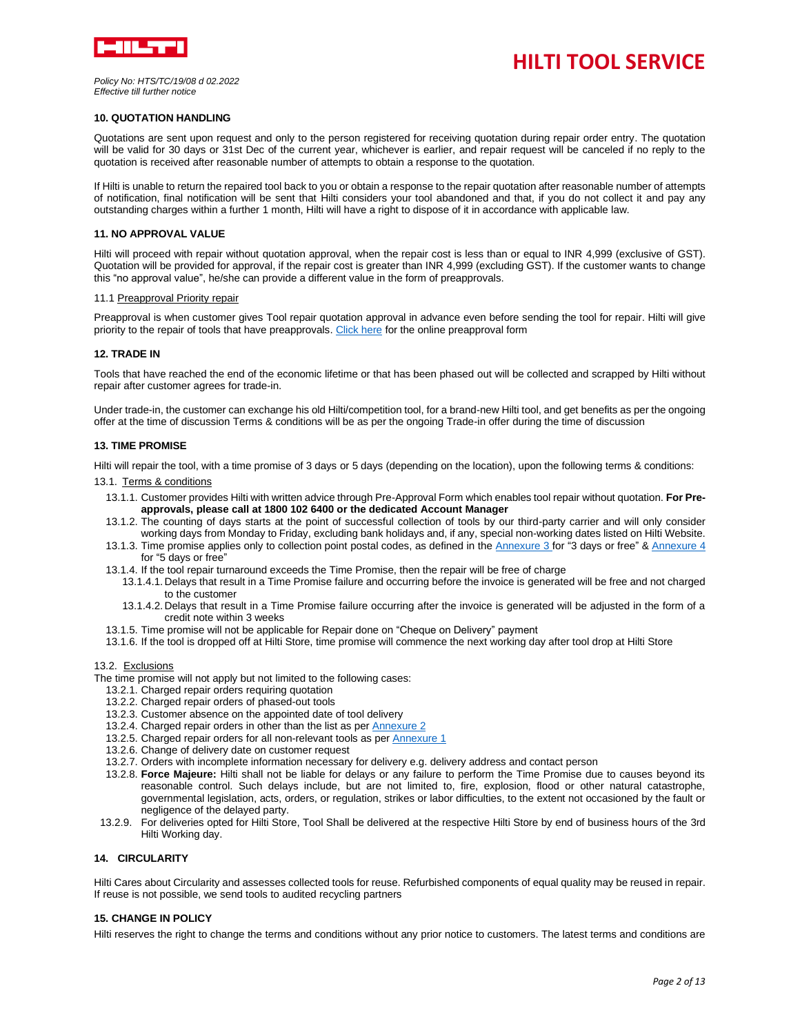*Policy No: HTS/TC/19/08 d 02.2022*
*Effective till further notice*

### 10. QUOTATION HANDLING

Quotations are sent upon request and only to the person registered for receiving quotation during repair order entry. The quotation will be valid for 30 days or 31st Dec of the current year, whichever is earlier, and repair request will be canceled if no reply to the quotation is received after reasonable number of attempts to obtain a response to the quotation.

If Hilti is unable to return the repaired tool back to you or obtain a response to the repair quotation after reasonable number of attempts of notification, final notification will be sent that Hilti considers your tool abandoned and that, if you do not collect it and pay any outstanding charges within a further 1 month, Hilti will have a right to dispose of it in accordance with applicable law.

### 11. NO APPROVAL VALUE

Hilti will proceed with repair without quotation approval, when the repair cost is less than or equal to INR 4,999 (exclusive of GST). Quotation will be provided for approval, if the repair cost is greater than INR 4,999 (excluding GST). If the customer wants to change this "no approval value", he/she can provide a different value in the form of preapprovals.

11.1 Preapproval Priority repair

Preapproval is when customer gives Tool repair quotation approval in advance even before sending the tool for repair. Hilti will give priority to the repair of tools that have preapprovals. Click here for the online preapproval form

### 12. TRADE IN

Tools that have reached the end of the economic lifetime or that has been phased out will be collected and scrapped by Hilti without repair after customer agrees for trade-in.

Under trade-in, the customer can exchange his old Hilti/competition tool, for a brand-new Hilti tool, and get benefits as per the ongoing offer at the time of discussion Terms & conditions will be as per the ongoing Trade-in offer during the time of discussion

### 13. TIME PROMISE

Hilti will repair the tool, with a time promise of 3 days or 5 days (depending on the location), upon the following terms & conditions:

13.1. Terms & conditions

- 13.1.1. Customer provides Hilti with written advice through Pre-Approval Form which enables tool repair without quotation. **For Pre-approvals, please call at 1800 102 6400 or the dedicated Account Manager**
- 13.1.2. The counting of days starts at the point of successful collection of tools by our third-party carrier and will only consider working days from Monday to Friday, excluding bank holidays and, if any, special non-working dates listed on Hilti Website.
- 13.1.3. Time promise applies only to collection point postal codes, as defined in the Annexure 3 for "3 days or free" & Annexure 4 for "5 days or free"
- 13.1.4. If the tool repair turnaround exceeds the Time Promise, then the repair will be free of charge
  - 13.1.4.1. Delays that result in a Time Promise failure and occurring before the invoice is generated will be free and not charged to the customer
  - 13.1.4.2. Delays that result in a Time Promise failure occurring after the invoice is generated will be adjusted in the form of a credit note within 3 weeks
- 13.1.5. Time promise will not be applicable for Repair done on "Cheque on Delivery" payment
- 13.1.6. If the tool is dropped off at Hilti Store, time promise will commence the next working day after tool drop at Hilti Store

13.2. Exclusions

The time promise will not apply but not limited to the following cases:

- 13.2.1. Charged repair orders requiring quotation
- 13.2.2. Charged repair orders of phased-out tools
- 13.2.3. Customer absence on the appointed date of tool delivery
- 13.2.4. Charged repair orders in other than the list as per Annexure 2
- 13.2.5. Charged repair orders for all non-relevant tools as per Annexure 1
- 13.2.6. Change of delivery date on customer request
- 13.2.7. Orders with incomplete information necessary for delivery e.g. delivery address and contact person
- 13.2.8. **Force Majeure:** Hilti shall not be liable for delays or any failure to perform the Time Promise due to causes beyond its reasonable control. Such delays include, but are not limited to, fire, explosion, flood or other natural catastrophe, governmental legislation, acts, orders, or regulation, strikes or labor difficulties, to the extent not occasioned by the fault or negligence of the delayed party.
- 13.2.9. For deliveries opted for Hilti Store, Tool Shall be delivered at the respective Hilti Store by end of business hours of the 3rd Hilti Working day.

### 14. CIRCULARITY

Hilti Cares about Circularity and assesses collected tools for reuse. Refurbished components of equal quality may be reused in repair. If reuse is not possible, we send tools to audited recycling partners

### 15. CHANGE IN POLICY

Hilti reserves the right to change the terms and conditions without any prior notice to customers. The latest terms and conditions are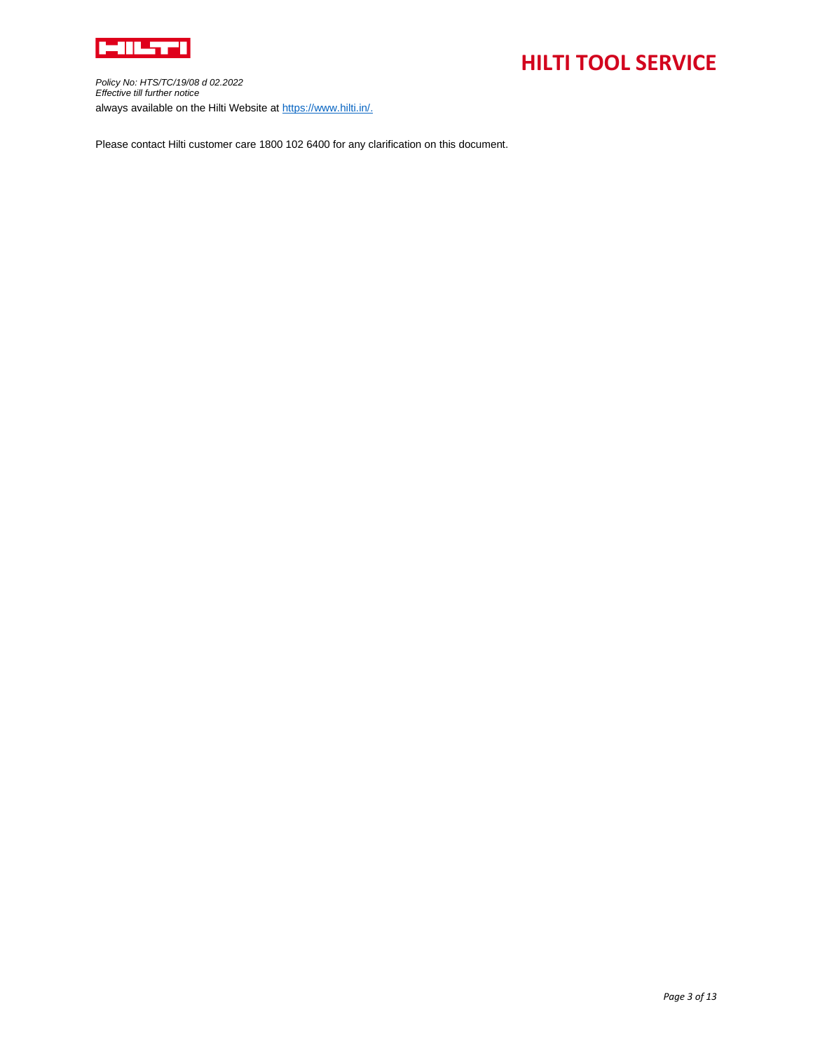always available on the Hilti Website at [https://www.hilti.in/.](https://www.hilti.in/)

Please contact Hilti customer care 1800 102 6400 for any clarification on this document.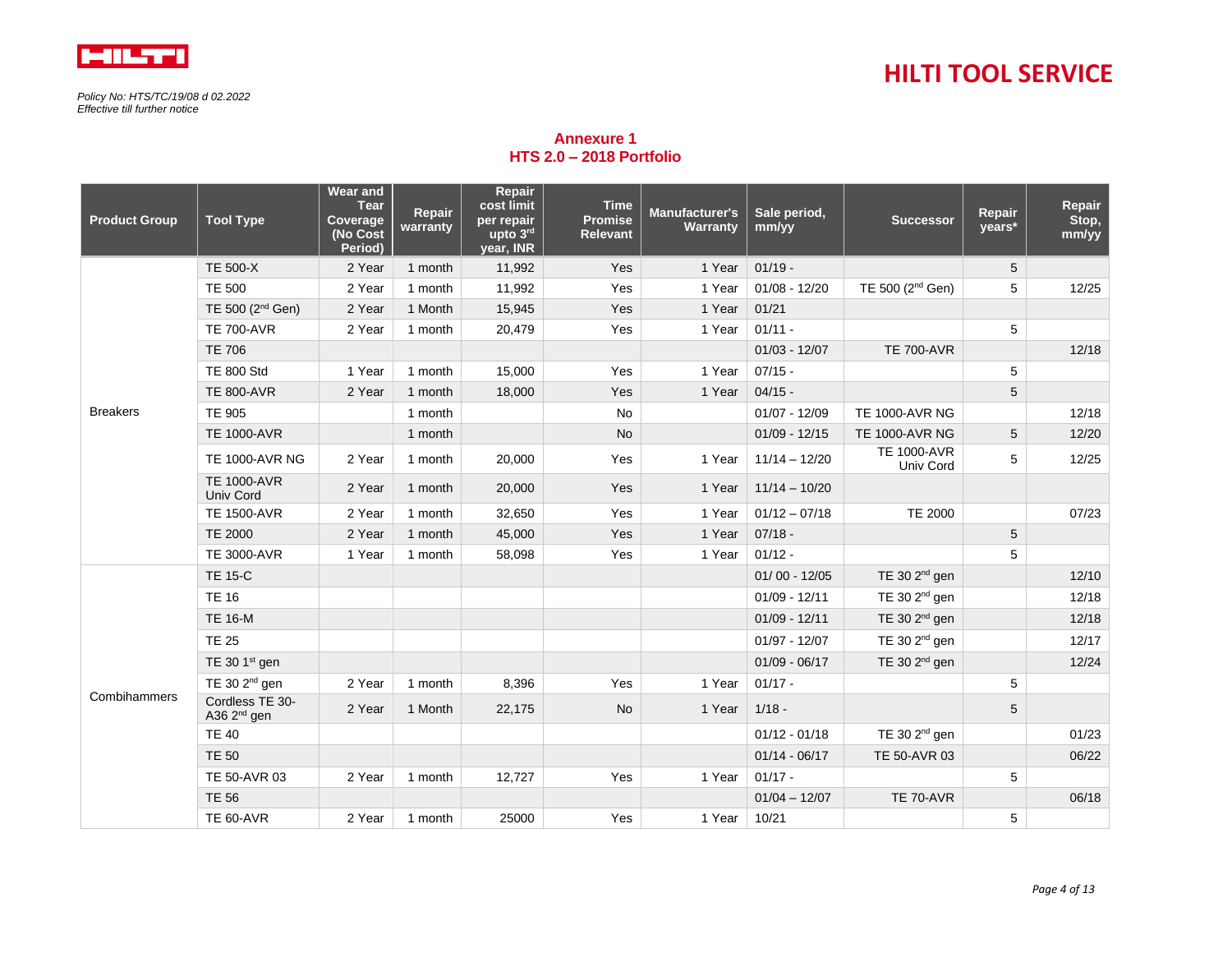Policy No: HTS/TC/19/08 d 02.2022
*Effective till further notice*

## Annexure 1
## HTS 2.0 – 2018 Portfolio

| Product Group | Tool Type | Wear and Tear Coverage (No Cost Period) | Repair warranty | Repair cost limit per repair upto 3rd year, INR | Time Promise Relevant | Manufacturer's Warranty | Sale period, mm/yy | Successor | Repair years* | Repair Stop, mm/yy |
|---|---|---|---|---|---|---|---|---|---|---|
| Breakers | TE 500-X | 2 Year | 1 month | 11,992 | Yes | 1 Year | 01/19 - | | 5 | |
| | TE 500 | 2 Year | 1 month | 11,992 | Yes | 1 Year | 01/08 - 12/20 | TE 500 (2nd Gen) | 5 | 12/25 |
| | TE 500 (2nd Gen) | 2 Year | 1 Month | 15,945 | Yes | 1 Year | 01/21 | | | |
| | TE 700-AVR | 2 Year | 1 month | 20,479 | Yes | 1 Year | 01/11 - | | 5 | |
| | TE 706 | | | | | | 01/03 - 12/07 | TE 700-AVR | | 12/18 |
| | TE 800 Std | 1 Year | 1 month | 15,000 | Yes | 1 Year | 07/15 - | | 5 | |
| | TE 800-AVR | 2 Year | 1 month | 18,000 | Yes | 1 Year | 04/15 - | | 5 | |
| | TE 905 | | 1 month | | No | | 01/07 - 12/09 | TE 1000-AVR NG | | 12/18 |
| | TE 1000-AVR | | 1 month | | No | | 01/09 - 12/15 | TE 1000-AVR NG | 5 | 12/20 |
| | TE 1000-AVR NG | 2 Year | 1 month | 20,000 | Yes | 1 Year | 11/14 – 12/20 | TE 1000-AVR Univ Cord | 5 | 12/25 |
| | TE 1000-AVR Univ Cord | 2 Year | 1 month | 20,000 | Yes | 1 Year | 11/14 – 10/20 | | | |
| | TE 1500-AVR | 2 Year | 1 month | 32,650 | Yes | 1 Year | 01/12 – 07/18 | TE 2000 | | 07/23 |
| | TE 2000 | 2 Year | 1 month | 45,000 | Yes | 1 Year | 07/18 - | | 5 | |
| | TE 3000-AVR | 1 Year | 1 month | 58,098 | Yes | 1 Year | 01/12 - | | 5 | |
| Combihammers | TE 15-C | | | | | | 01/ 00 - 12/05 | TE 30 2nd gen | | 12/10 |
| | TE 16 | | | | | | 01/09 - 12/11 | TE 30 2nd gen | | 12/18 |
| | TE 16-M | | | | | | 01/09 - 12/11 | TE 30 2nd gen | | 12/18 |
| | TE 25 | | | | | | 01/97 - 12/07 | TE 30 2nd gen | | 12/17 |
| | TE 30 1st gen | | | | | | 01/09 - 06/17 | TE 30 2nd gen | | 12/24 |
| | TE 30 2nd gen | 2 Year | 1 month | 8,396 | Yes | 1 Year | 01/17 - | | 5 | |
| | Cordless TE 30-A36 2nd gen | 2 Year | 1 Month | 22,175 | No | 1 Year | 1/18 - | | 5 | |
| | TE 40 | | | | | | 01/12 - 01/18 | TE 30 2nd gen | | 01/23 |
| | TE 50 | | | | | | 01/14 - 06/17 | TE 50-AVR 03 | | 06/22 |
| | TE 50-AVR 03 | 2 Year | 1 month | 12,727 | Yes | 1 Year | 01/17 - | | 5 | |
| | TE 56 | | | | | | 01/04 – 12/07 | TE 70-AVR | | 06/18 |
| | TE 60-AVR | 2 Year | 1 month | 25000 | Yes | 1 Year | 10/21 | | 5 | |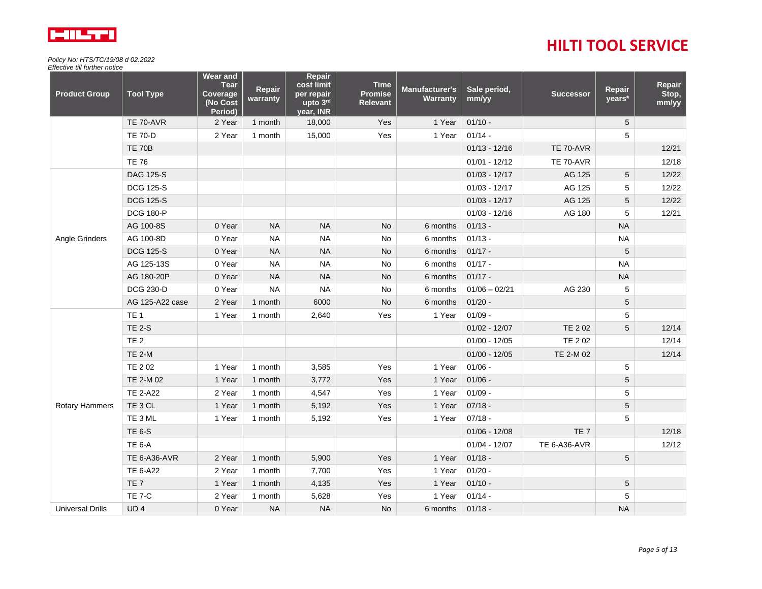# HILTI TOOL SERVICE

*Policy No: HTS/TC/19/08 d 02.2022*
*Effective till further notice*

| Product Group | Tool Type | Wear and Tear Coverage (No Cost Period) | Repair warranty | Repair cost limit per repair upto 3rd year, INR | Time Promise Relevant | Manufacturer's Warranty | Sale period, mm/yy | Successor | Repair years* | Repair Stop, mm/yy |
|---|---|---|---|---|---|---|---|---|---|---|
| | TE 70-AVR | 2 Year | 1 month | 18,000 | Yes | 1 Year | 01/10 - | | 5 | |
| | TE 70-D | 2 Year | 1 month | 15,000 | Yes | 1 Year | 01/14 - | | 5 | |
| | TE 70B | | | | | | 01/13 - 12/16 | TE 70-AVR | | 12/21 |
| | TE 76 | | | | | | 01/01 - 12/12 | TE 70-AVR | | 12/18 |
| Angle Grinders | DAG 125-S | | | | | | 01/03 - 12/17 | AG 125 | 5 | 12/22 |
| | DCG 125-S | | | | | | 01/03 - 12/17 | AG 125 | 5 | 12/22 |
| | DCG 125-S | | | | | | 01/03 - 12/17 | AG 125 | 5 | 12/22 |
| | DCG 180-P | | | | | | 01/03 - 12/16 | AG 180 | 5 | 12/21 |
| | AG 100-8S | 0 Year | NA | NA | No | 6 months | 01/13 - | | NA | |
| | AG 100-8D | 0 Year | NA | NA | No | 6 months | 01/13 - | | NA | |
| | DCG 125-S | 0 Year | NA | NA | No | 6 months | 01/17 - | | 5 | |
| | AG 125-13S | 0 Year | NA | NA | No | 6 months | 01/17 - | | NA | |
| | AG 180-20P | 0 Year | NA | NA | No | 6 months | 01/17 - | | NA | |
| | DCG 230-D | 0 Year | NA | NA | No | 6 months | 01/06 – 02/21 | AG 230 | 5 | |
| | AG 125-A22 case | 2 Year | 1 month | 6000 | No | 6 months | 01/20 - | | 5 | |
| Rotary Hammers | TE 1 | 1 Year | 1 month | 2,640 | Yes | 1 Year | 01/09 - | | 5 | |
| | TE 2-S | | | | | | 01/02 - 12/07 | TE 2 02 | 5 | 12/14 |
| | TE 2 | | | | | | 01/00 - 12/05 | TE 2 02 | | 12/14 |
| | TE 2-M | | | | | | 01/00 - 12/05 | TE 2-M 02 | | 12/14 |
| | TE 2 02 | 1 Year | 1 month | 3,585 | Yes | 1 Year | 01/06 - | | 5 | |
| | TE 2-M 02 | 1 Year | 1 month | 3,772 | Yes | 1 Year | 01/06 - | | 5 | |
| | TE 2-A22 | 2 Year | 1 month | 4,547 | Yes | 1 Year | 01/09 - | | 5 | |
| | TE 3 CL | 1 Year | 1 month | 5,192 | Yes | 1 Year | 07/18 - | | 5 | |
| | TE 3 ML | 1 Year | 1 month | 5,192 | Yes | 1 Year | 07/18 - | | 5 | |
| | TE 6-S | | | | | | 01/06 - 12/08 | TE 7 | | 12/18 |
| | TE 6-A | | | | | | 01/04 - 12/07 | TE 6-A36-AVR | | 12/12 |
| | TE 6-A36-AVR | 2 Year | 1 month | 5,900 | Yes | 1 Year | 01/18 - | | 5 | |
| | TE 6-A22 | 2 Year | 1 month | 7,700 | Yes | 1 Year | 01/20 - | | | |
| | TE 7 | 1 Year | 1 month | 4,135 | Yes | 1 Year | 01/10 - | | 5 | |
| | TE 7-C | 2 Year | 1 month | 5,628 | Yes | 1 Year | 01/14 - | | 5 | |
| Universal Drills | UD 4 | 0 Year | NA | NA | No | 6 months | 01/18 - | | NA | |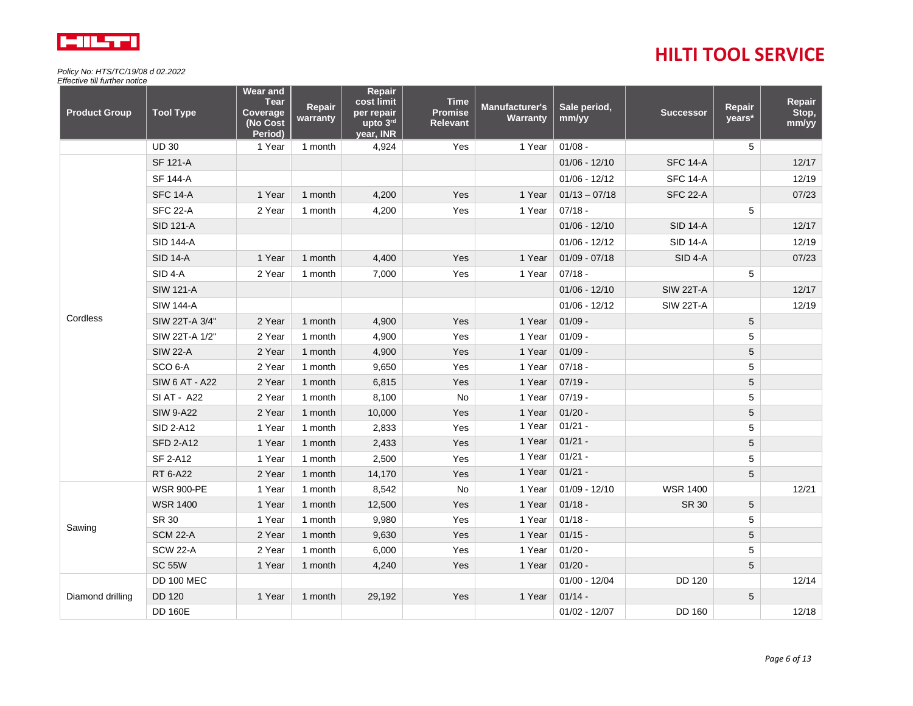# HILTI TOOL SERVICE

*Policy No: HTS/TC/19/08 d 02.2022*
*Effective till further notice*

| Product Group | Tool Type | Wear and Tear Coverage (No Cost Period) | Repair warranty | Repair cost limit per repair upto 3rd year, INR | Time Promise Relevant | Manufacturer's Warranty | Sale period, mm/yy | Successor | Repair years* | Repair Stop, mm/yy |
|---|---|---|---|---|---|---|---|---|---|---|
| | UD 30 | 1 Year | 1 month | 4,924 | Yes | 1 Year | 01/08 - | | 5 | |
| Cordless | SF 121-A | | | | | | 01/06 - 12/10 | SFC 14-A | | 12/17 |
| | SF 144-A | | | | | | 01/06 - 12/12 | SFC 14-A | | 12/19 |
| | SFC 14-A | 1 Year | 1 month | 4,200 | Yes | 1 Year | 01/13 – 07/18 | SFC 22-A | | 07/23 |
| | SFC 22-A | 2 Year | 1 month | 4,200 | Yes | 1 Year | 07/18 - | | 5 | |
| | SID 121-A | | | | | | 01/06 - 12/10 | SID 14-A | | 12/17 |
| | SID 144-A | | | | | | 01/06 - 12/12 | SID 14-A | | 12/19 |
| | SID 14-A | 1 Year | 1 month | 4,400 | Yes | 1 Year | 01/09 - 07/18 | SID 4-A | | 07/23 |
| | SID 4-A | 2 Year | 1 month | 7,000 | Yes | 1 Year | 07/18 - | | 5 | |
| | SIW 121-A | | | | | | 01/06 - 12/10 | SIW 22T-A | | 12/17 |
| | SIW 144-A | | | | | | 01/06 - 12/12 | SIW 22T-A | | 12/19 |
| | SIW 22T-A 3/4" | 2 Year | 1 month | 4,900 | Yes | 1 Year | 01/09 - | | 5 | |
| | SIW 22T-A 1/2" | 2 Year | 1 month | 4,900 | Yes | 1 Year | 01/09 - | | 5 | |
| | SIW 22-A | 2 Year | 1 month | 4,900 | Yes | 1 Year | 01/09 - | | 5 | |
| | SCO 6-A | 2 Year | 1 month | 9,650 | Yes | 1 Year | 07/18 - | | 5 | |
| | SIW 6 AT - A22 | 2 Year | 1 month | 6,815 | Yes | 1 Year | 07/19 - | | 5 | |
| | SI AT - A22 | 2 Year | 1 month | 8,100 | No | 1 Year | 07/19 - | | 5 | |
| | SIW 9-A22 | 2 Year | 1 month | 10,000 | Yes | 1 Year | 01/20 - | | 5 | |
| | SID 2-A12 | 1 Year | 1 month | 2,833 | Yes | 1 Year | 01/21 - | | 5 | |
| | SFD 2-A12 | 1 Year | 1 month | 2,433 | Yes | 1 Year | 01/21 - | | 5 | |
| | SF 2-A12 | 1 Year | 1 month | 2,500 | Yes | 1 Year | 01/21 - | | 5 | |
| | RT 6-A22 | 2 Year | 1 month | 14,170 | Yes | 1 Year | 01/21 - | | 5 | |
| Sawing | WSR 900-PE | 1 Year | 1 month | 8,542 | No | 1 Year | 01/09 - 12/10 | WSR 1400 | | 12/21 |
| | WSR 1400 | 1 Year | 1 month | 12,500 | Yes | 1 Year | 01/18 - | SR 30 | 5 | |
| | SR 30 | 1 Year | 1 month | 9,980 | Yes | 1 Year | 01/18 - | | 5 | |
| | SCM 22-A | 2 Year | 1 month | 9,630 | Yes | 1 Year | 01/15 - | | 5 | |
| | SCW 22-A | 2 Year | 1 month | 6,000 | Yes | 1 Year | 01/20 - | | 5 | |
| | SC 55W | 1 Year | 1 month | 4,240 | Yes | 1 Year | 01/20 - | | 5 | |
| Diamond drilling | DD 100 MEC | | | | | | 01/00 - 12/04 | DD 120 | | 12/14 |
| | DD 120 | 1 Year | 1 month | 29,192 | Yes | 1 Year | 01/14 - | | 5 | |
| | DD 160E | | | | | | 01/02 - 12/07 | DD 160 | | 12/18 |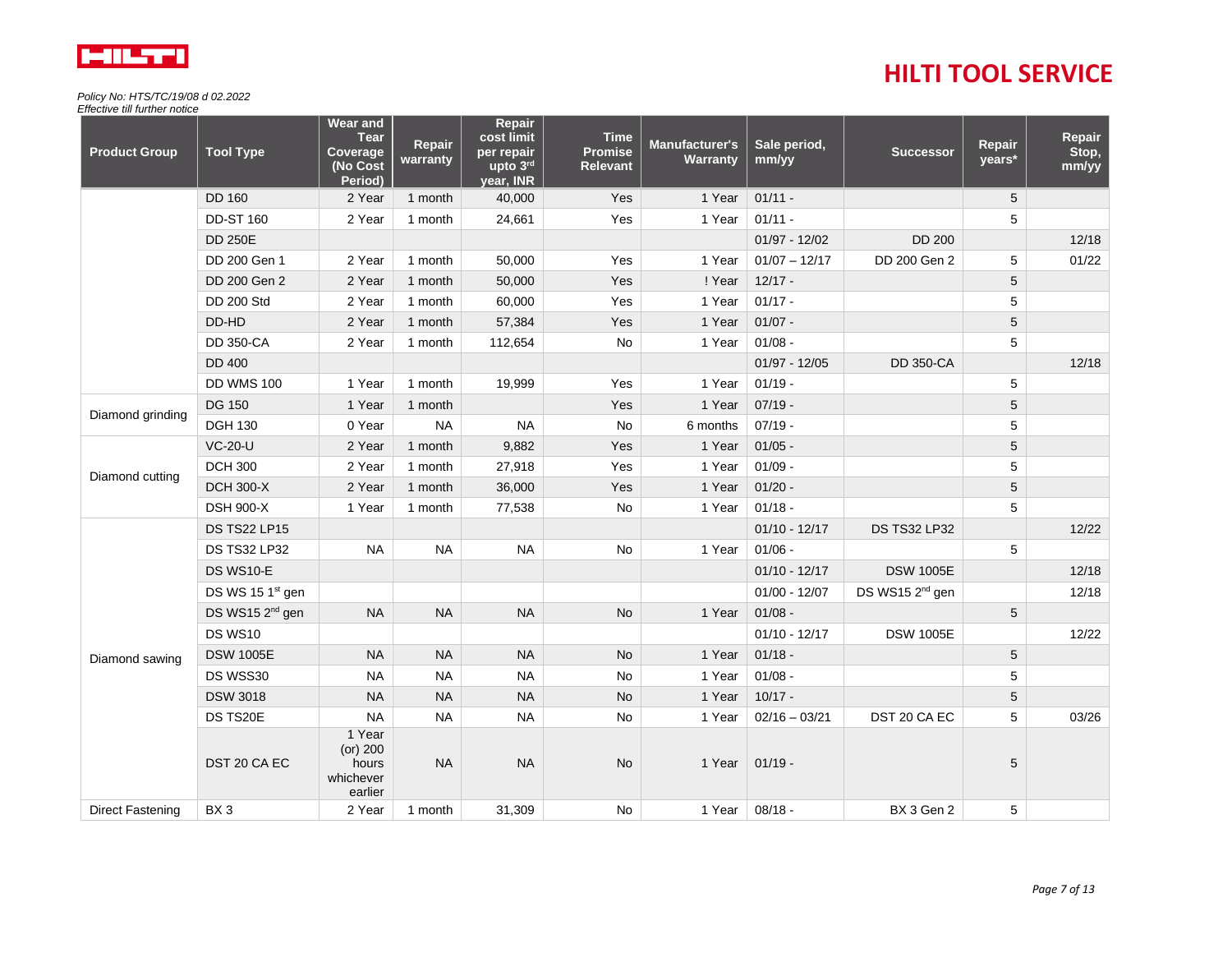HILTI TOOL SERVICE

*Policy No: HTS/TC/19/08 d 02.2022*
*Effective till further notice*

| Product Group | Tool Type | Wear and Tear Coverage (No Cost Period) | Repair warranty | Repair cost limit per repair upto 3rd year, INR | Time Promise Relevant | Manufacturer's Warranty | Sale period, mm/yy | Successor | Repair years* | Repair Stop, mm/yy |
|---|---|---|---|---|---|---|---|---|---|---|
| | DD 160 | 2 Year | 1 month | 40,000 | Yes | 1 Year | 01/11 - | | 5 | |
| | DD-ST 160 | 2 Year | 1 month | 24,661 | Yes | 1 Year | 01/11 - | | 5 | |
| | DD 250E | | | | | | 01/97 - 12/02 | DD 200 | | 12/18 |
| | DD 200 Gen 1 | 2 Year | 1 month | 50,000 | Yes | 1 Year | 01/07 – 12/17 | DD 200 Gen 2 | 5 | 01/22 |
| | DD 200 Gen 2 | 2 Year | 1 month | 50,000 | Yes | ! Year | 12/17 - | | 5 | |
| | DD 200 Std | 2 Year | 1 month | 60,000 | Yes | 1 Year | 01/17 - | | 5 | |
| | DD-HD | 2 Year | 1 month | 57,384 | Yes | 1 Year | 01/07 - | | 5 | |
| | DD 350-CA | 2 Year | 1 month | 112,654 | No | 1 Year | 01/08 - | | 5 | |
| | DD 400 | | | | | | 01/97 - 12/05 | DD 350-CA | | 12/18 |
| | DD WMS 100 | 1 Year | 1 month | 19,999 | Yes | 1 Year | 01/19 - | | 5 | |
| Diamond grinding | DG 150 | 1 Year | 1 month | | Yes | 1 Year | 07/19 - | | 5 | |
| | DGH 130 | 0 Year | NA | NA | No | 6 months | 07/19 - | | 5 | |
| Diamond cutting | VC-20-U | 2 Year | 1 month | 9,882 | Yes | 1 Year | 01/05 - | | 5 | |
| | DCH 300 | 2 Year | 1 month | 27,918 | Yes | 1 Year | 01/09 - | | 5 | |
| | DCH 300-X | 2 Year | 1 month | 36,000 | Yes | 1 Year | 01/20 - | | 5 | |
| | DSH 900-X | 1 Year | 1 month | 77,538 | No | 1 Year | 01/18 - | | 5 | |
| Diamond sawing | DS TS22 LP15 | | | | | | 01/10 - 12/17 | DS TS32 LP32 | | 12/22 |
| | DS TS32 LP32 | NA | NA | NA | No | 1 Year | 01/06 - | | 5 | |
| | DS WS10-E | | | | | | 01/10 - 12/17 | DSW 1005E | | 12/18 |
| | DS WS 15 1st gen | | | | | | 01/00 - 12/07 | DS WS15 2nd gen | | 12/18 |
| | DS WS15 2nd gen | NA | NA | NA | No | 1 Year | 01/08 - | | 5 | |
| | DS WS10 | | | | | | 01/10 - 12/17 | DSW 1005E | | 12/22 |
| | DSW 1005E | NA | NA | NA | No | 1 Year | 01/18 - | | 5 | |
| | DS WSS30 | NA | NA | NA | No | 1 Year | 01/08 - | | 5 | |
| | DSW 3018 | NA | NA | NA | No | 1 Year | 10/17 - | | 5 | |
| | DS TS20E | NA | NA | NA | No | 1 Year | 02/16 – 03/21 | DST 20 CA EC | 5 | 03/26 |
| | DST 20 CA EC | 1 Year (or) 200 hours whichever earlier | NA | NA | No | 1 Year | 01/19 - | | 5 | |
| Direct Fastening | BX 3 | 2 Year | 1 month | 31,309 | No | 1 Year | 08/18 - | BX 3 Gen 2 | 5 | |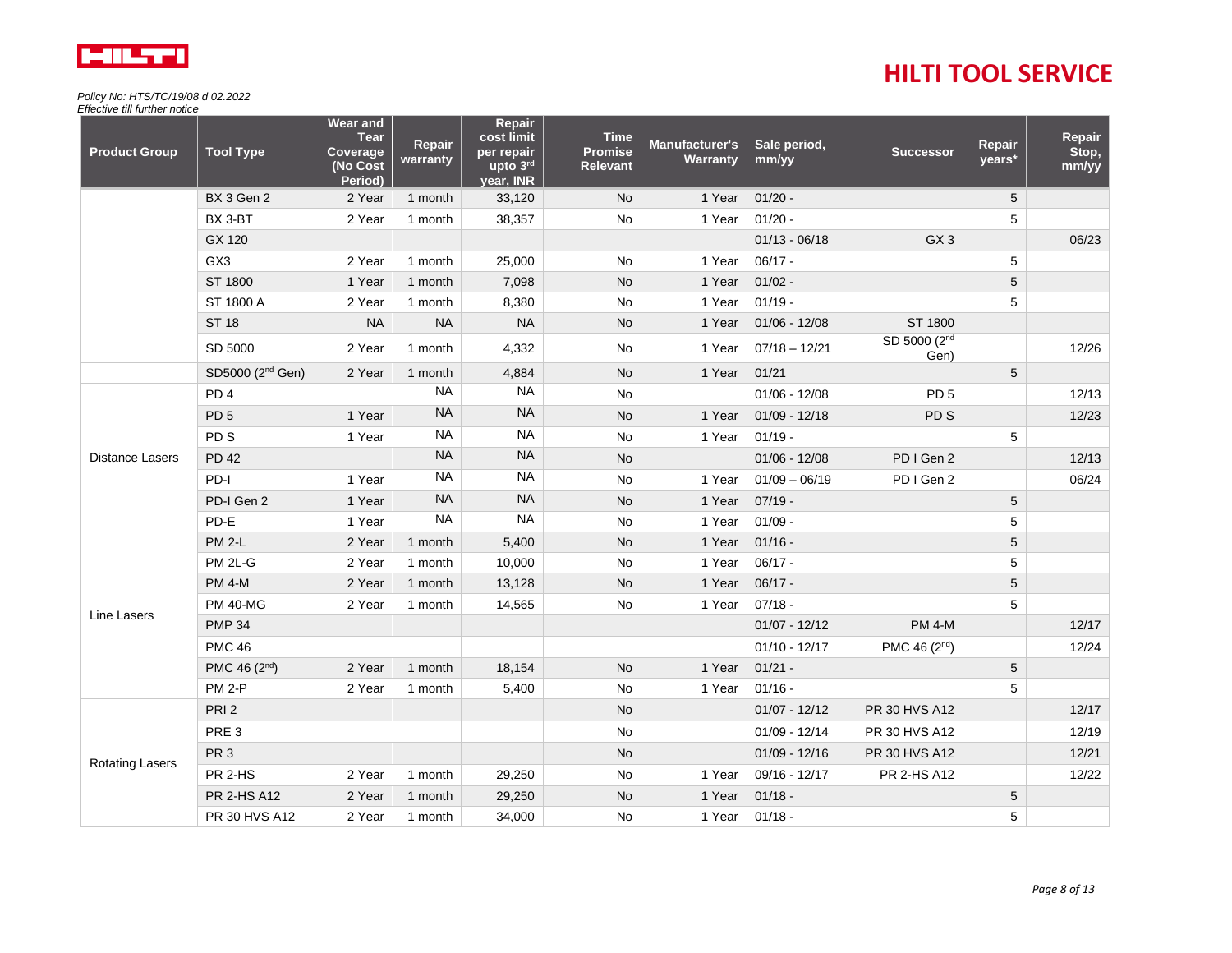# HILTI TOOL SERVICE

*Policy No: HTS/TC/19/08 d 02.2022*
*Effective till further notice*

| Product Group | Tool Type | Wear and Tear Coverage (No Cost Period) | Repair warranty | Repair cost limit per repair upto 3rd year, INR | Time Promise Relevant | Manufacturer's Warranty | Sale period, mm/yy | Successor | Repair years* | Repair Stop, mm/yy |
|---|---|---|---|---|---|---|---|---|---|---|
| | BX 3 Gen 2 | 2 Year | 1 month | 33,120 | No | 1 Year | 01/20 - | | 5 | |
| | BX 3-BT | 2 Year | 1 month | 38,357 | No | 1 Year | 01/20 - | | 5 | |
| | GX 120 | | | | | | 01/13 - 06/18 | GX 3 | | 06/23 |
| | GX3 | 2 Year | 1 month | 25,000 | No | 1 Year | 06/17 - | | 5 | |
| | ST 1800 | 1 Year | 1 month | 7,098 | No | 1 Year | 01/02 - | | 5 | |
| | ST 1800 A | 2 Year | 1 month | 8,380 | No | 1 Year | 01/19 - | | 5 | |
| | ST 18 | NA | NA | NA | No | 1 Year | 01/06 - 12/08 | ST 1800 | | |
| | SD 5000 | 2 Year | 1 month | 4,332 | No | 1 Year | 07/18 – 12/21 | SD 5000 (2nd Gen) | | 12/26 |
| | SD5000 (2nd Gen) | 2 Year | 1 month | 4,884 | No | 1 Year | 01/21 | | 5 | |
| Distance Lasers | PD 4 | | NA | NA | No | | 01/06 - 12/08 | PD 5 | | 12/13 |
| | PD 5 | 1 Year | NA | NA | No | 1 Year | 01/09 - 12/18 | PD S | | 12/23 |
| | PD S | 1 Year | NA | NA | No | 1 Year | 01/19 - | | 5 | |
| | PD 42 | | NA | NA | No | | 01/06 - 12/08 | PD I Gen 2 | | 12/13 |
| | PD-I | 1 Year | NA | NA | No | 1 Year | 01/09 – 06/19 | PD I Gen 2 | | 06/24 |
| | PD-I Gen 2 | 1 Year | NA | NA | No | 1 Year | 07/19 - | | 5 | |
| | PD-E | 1 Year | NA | NA | No | 1 Year | 01/09 - | | 5 | |
| Line Lasers | PM 2-L | 2 Year | 1 month | 5,400 | No | 1 Year | 01/16 - | | 5 | |
| | PM 2L-G | 2 Year | 1 month | 10,000 | No | 1 Year | 06/17 - | | 5 | |
| | PM 4-M | 2 Year | 1 month | 13,128 | No | 1 Year | 06/17 - | | 5 | |
| | PM 40-MG | 2 Year | 1 month | 14,565 | No | 1 Year | 07/18 - | | 5 | |
| | PMP 34 | | | | | | 01/07 - 12/12 | PM 4-M | | 12/17 |
| | PMC 46 | | | | | | 01/10 - 12/17 | PMC 46 (2nd) | | 12/24 |
| | PMC 46 (2nd) | 2 Year | 1 month | 18,154 | No | 1 Year | 01/21 - | | 5 | |
| | PM 2-P | 2 Year | 1 month | 5,400 | No | 1 Year | 01/16 - | | 5 | |
| Rotating Lasers | PRI 2 | | | | No | | 01/07 - 12/12 | PR 30 HVS A12 | | 12/17 |
| | PRE 3 | | | | No | | 01/09 - 12/14 | PR 30 HVS A12 | | 12/19 |
| | PR 3 | | | | No | | 01/09 - 12/16 | PR 30 HVS A12 | | 12/21 |
| | PR 2-HS | 2 Year | 1 month | 29,250 | No | 1 Year | 09/16 - 12/17 | PR 2-HS A12 | | 12/22 |
| | PR 2-HS A12 | 2 Year | 1 month | 29,250 | No | 1 Year | 01/18 - | | 5 | |
| | PR 30 HVS A12 | 2 Year | 1 month | 34,000 | No | 1 Year | 01/18 - | | 5 | |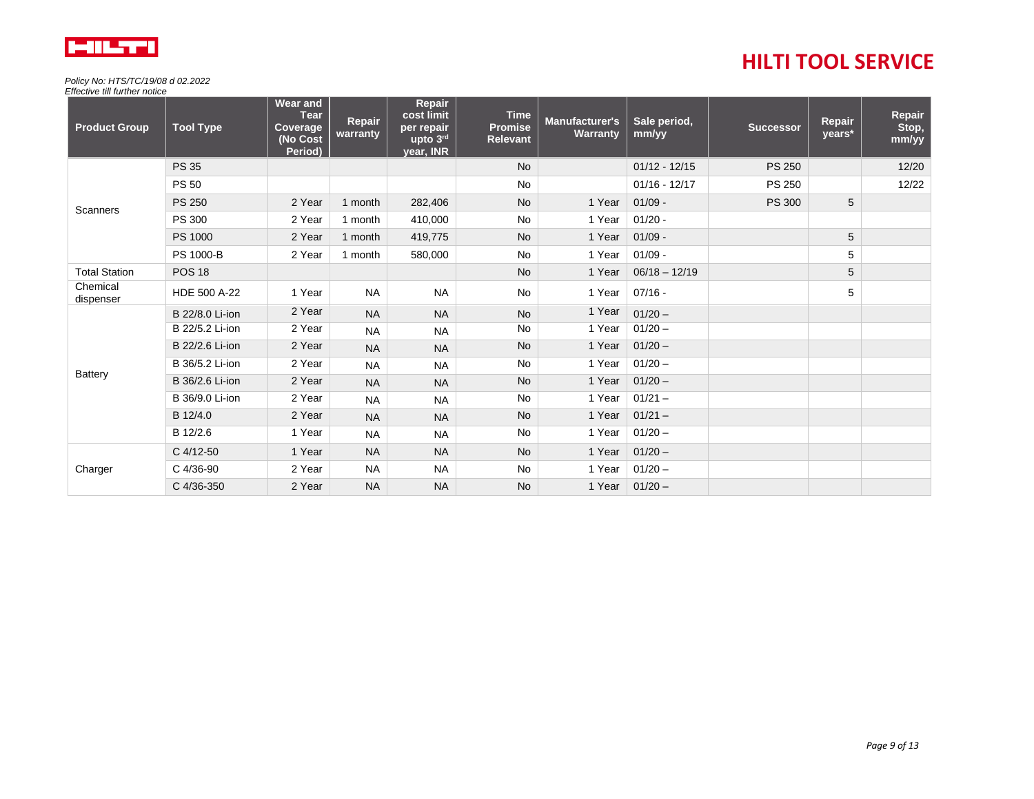# HILTI TOOL SERVICE

*Policy No: HTS/TC/19/08 d 02.2022*
*Effective till further notice*

| Product Group | Tool Type | Wear and Tear Coverage (No Cost Period) | Repair warranty | Repair cost limit per repair upto 3rd year, INR | Time Promise Relevant | Manufacturer's Warranty | Sale period, mm/yy | Successor | Repair years* | Repair Stop, mm/yy |
|---|---|---|---|---|---|---|---|---|---|---|
| Scanners | PS 35 | | | | No | | 01/12 - 12/15 | PS 250 | | 12/20 |
| | PS 50 | | | | No | | 01/16 - 12/17 | PS 250 | | 12/22 |
| | PS 250 | 2 Year | 1 month | 282,406 | No | 1 Year | 01/09 - | PS 300 | 5 | |
| | PS 300 | 2 Year | 1 month | 410,000 | No | 1 Year | 01/20 - | | | |
| | PS 1000 | 2 Year | 1 month | 419,775 | No | 1 Year | 01/09 - | | 5 | |
| | PS 1000-B | 2 Year | 1 month | 580,000 | No | 1 Year | 01/09 - | | 5 | |
| Total Station | POS 18 | | | | No | 1 Year | 06/18 – 12/19 | | 5 | |
| Chemical dispenser | HDE 500 A-22 | 1 Year | NA | NA | No | 1 Year | 07/16 - | | 5 | |
| Battery | B 22/8.0 Li-ion | 2 Year | NA | NA | No | 1 Year | 01/20 – | | | |
| | B 22/5.2 Li-ion | 2 Year | NA | NA | No | 1 Year | 01/20 – | | | |
| | B 22/2.6 Li-ion | 2 Year | NA | NA | No | 1 Year | 01/20 – | | | |
| | B 36/5.2 Li-ion | 2 Year | NA | NA | No | 1 Year | 01/20 – | | | |
| | B 36/2.6 Li-ion | 2 Year | NA | NA | No | 1 Year | 01/20 – | | | |
| | B 36/9.0 Li-ion | 2 Year | NA | NA | No | 1 Year | 01/21 – | | | |
| | B 12/4.0 | 2 Year | NA | NA | No | 1 Year | 01/21 – | | | |
| | B 12/2.6 | 1 Year | NA | NA | No | 1 Year | 01/20 – | | | |
| Charger | C 4/12-50 | 1 Year | NA | NA | No | 1 Year | 01/20 – | | | |
| | C 4/36-90 | 2 Year | NA | NA | No | 1 Year | 01/20 – | | | |
| | C 4/36-350 | 2 Year | NA | NA | No | 1 Year | 01/20 – | | | |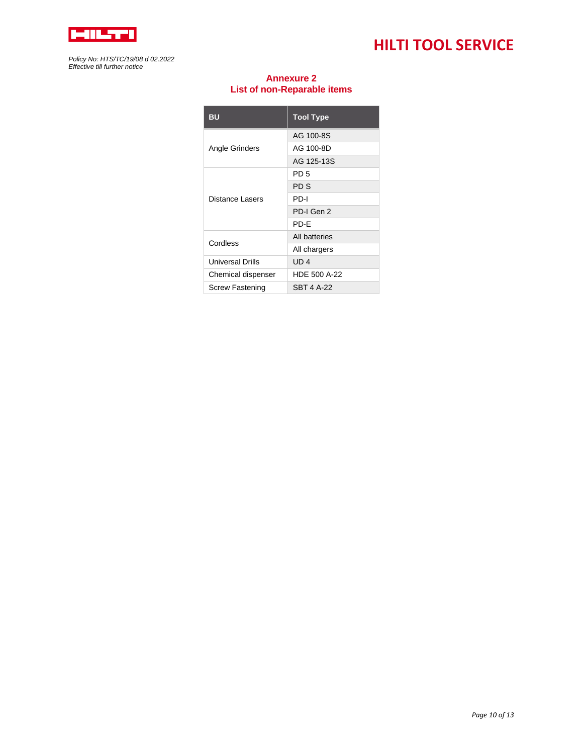Policy No: HTS/TC/19/08 d 02.2022
*Effective till further notice*

## Annexure 2
## List of non-Reparable items

| BU | Tool Type |
|---|---|
| Angle Grinders | AG 100-8S |
| | AG 100-8D |
| | AG 125-13S |
| Distance Lasers | PD 5 |
| | PD S |
| | PD-I |
| | PD-I Gen 2 |
| | PD-E |
| Cordless | All batteries |
| | All chargers |
| Universal Drills | UD 4 |
| Chemical dispenser | HDE 500 A-22 |
| Screw Fastening | SBT 4 A-22 |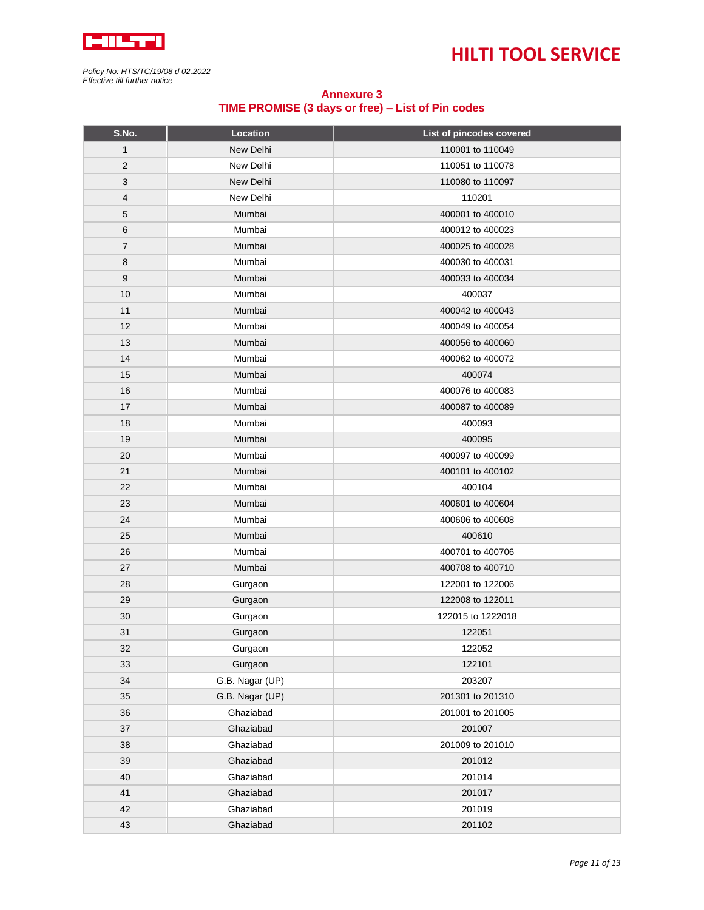HILTI TOOL SERVICE

*Policy No: HTS/TC/19/08 d 02.2022*
*Effective till further notice*

## Annexure 3
## TIME PROMISE (3 days or free) – List of Pin codes

| S.No. | Location | List of pincodes covered |
|---|---|---|
| 1 | New Delhi | 110001 to 110049 |
| 2 | New Delhi | 110051 to 110078 |
| 3 | New Delhi | 110080 to 110097 |
| 4 | New Delhi | 110201 |
| 5 | Mumbai | 400001 to 400010 |
| 6 | Mumbai | 400012 to 400023 |
| 7 | Mumbai | 400025 to 400028 |
| 8 | Mumbai | 400030 to 400031 |
| 9 | Mumbai | 400033 to 400034 |
| 10 | Mumbai | 400037 |
| 11 | Mumbai | 400042 to 400043 |
| 12 | Mumbai | 400049 to 400054 |
| 13 | Mumbai | 400056 to 400060 |
| 14 | Mumbai | 400062 to 400072 |
| 15 | Mumbai | 400074 |
| 16 | Mumbai | 400076 to 400083 |
| 17 | Mumbai | 400087 to 400089 |
| 18 | Mumbai | 400093 |
| 19 | Mumbai | 400095 |
| 20 | Mumbai | 400097 to 400099 |
| 21 | Mumbai | 400101 to 400102 |
| 22 | Mumbai | 400104 |
| 23 | Mumbai | 400601 to 400604 |
| 24 | Mumbai | 400606 to 400608 |
| 25 | Mumbai | 400610 |
| 26 | Mumbai | 400701 to 400706 |
| 27 | Mumbai | 400708 to 400710 |
| 28 | Gurgaon | 122001 to 122006 |
| 29 | Gurgaon | 122008 to 122011 |
| 30 | Gurgaon | 122015 to 1222018 |
| 31 | Gurgaon | 122051 |
| 32 | Gurgaon | 122052 |
| 33 | Gurgaon | 122101 |
| 34 | G.B. Nagar (UP) | 203207 |
| 35 | G.B. Nagar (UP) | 201301 to 201310 |
| 36 | Ghaziabad | 201001 to 201005 |
| 37 | Ghaziabad | 201007 |
| 38 | Ghaziabad | 201009 to 201010 |
| 39 | Ghaziabad | 201012 |
| 40 | Ghaziabad | 201014 |
| 41 | Ghaziabad | 201017 |
| 42 | Ghaziabad | 201019 |
| 43 | Ghaziabad | 201102 |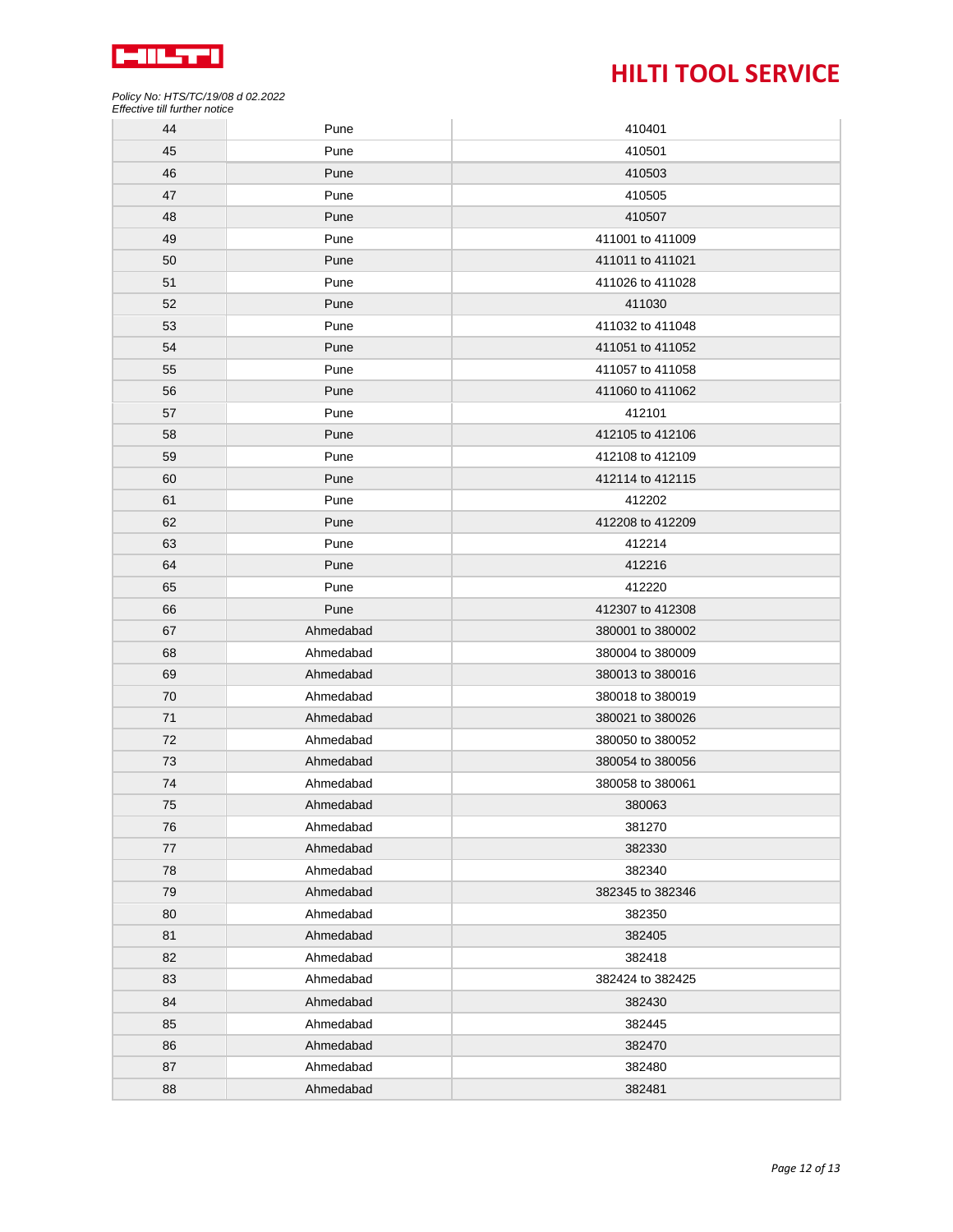Policy No: HTS/TC/19/08 d 02.2022
Effective till further notice

| | | |
|---|---|---|
| 44 | Pune | 410401 |
| 45 | Pune | 410501 |
| 46 | Pune | 410503 |
| 47 | Pune | 410505 |
| 48 | Pune | 410507 |
| 49 | Pune | 411001 to 411009 |
| 50 | Pune | 411011 to 411021 |
| 51 | Pune | 411026 to 411028 |
| 52 | Pune | 411030 |
| 53 | Pune | 411032 to 411048 |
| 54 | Pune | 411051 to 411052 |
| 55 | Pune | 411057 to 411058 |
| 56 | Pune | 411060 to 411062 |
| 57 | Pune | 412101 |
| 58 | Pune | 412105 to 412106 |
| 59 | Pune | 412108 to 412109 |
| 60 | Pune | 412114 to 412115 |
| 61 | Pune | 412202 |
| 62 | Pune | 412208 to 412209 |
| 63 | Pune | 412214 |
| 64 | Pune | 412216 |
| 65 | Pune | 412220 |
| 66 | Pune | 412307 to 412308 |
| 67 | Ahmedabad | 380001 to 380002 |
| 68 | Ahmedabad | 380004 to 380009 |
| 69 | Ahmedabad | 380013 to 380016 |
| 70 | Ahmedabad | 380018 to 380019 |
| 71 | Ahmedabad | 380021 to 380026 |
| 72 | Ahmedabad | 380050 to 380052 |
| 73 | Ahmedabad | 380054 to 380056 |
| 74 | Ahmedabad | 380058 to 380061 |
| 75 | Ahmedabad | 380063 |
| 76 | Ahmedabad | 381270 |
| 77 | Ahmedabad | 382330 |
| 78 | Ahmedabad | 382340 |
| 79 | Ahmedabad | 382345 to 382346 |
| 80 | Ahmedabad | 382350 |
| 81 | Ahmedabad | 382405 |
| 82 | Ahmedabad | 382418 |
| 83 | Ahmedabad | 382424 to 382425 |
| 84 | Ahmedabad | 382430 |
| 85 | Ahmedabad | 382445 |
| 86 | Ahmedabad | 382470 |
| 87 | Ahmedabad | 382480 |
| 88 | Ahmedabad | 382481 |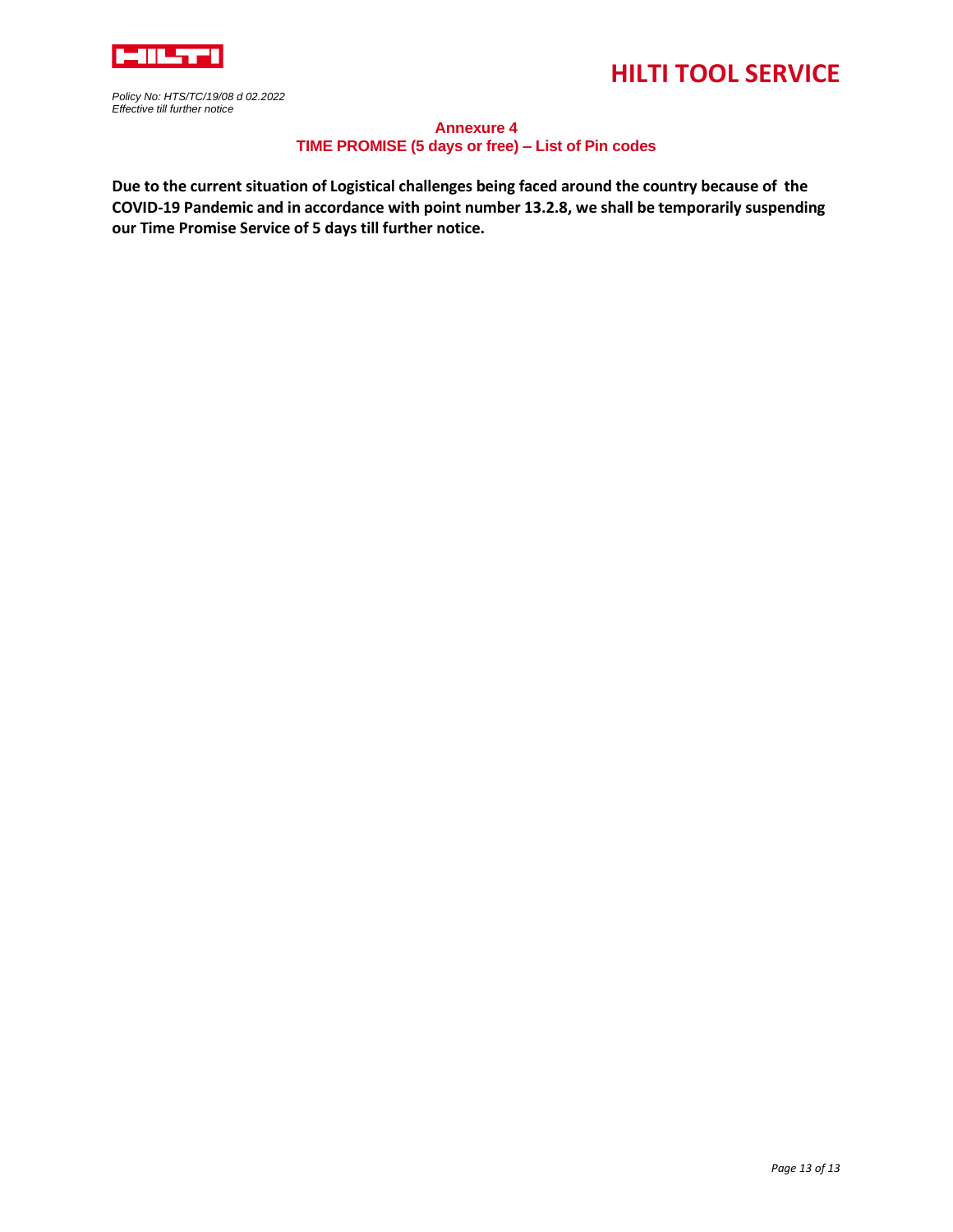*Policy No: HTS/TC/19/08 d 02.2022*
*Effective till further notice*

## Annexure 4
## TIME PROMISE (5 days or free) – List of Pin codes

**Due to the current situation of Logistical challenges being faced around the country because of the COVID-19 Pandemic and in accordance with point number 13.2.8, we shall be temporarily suspending our Time Promise Service of 5 days till further notice.**